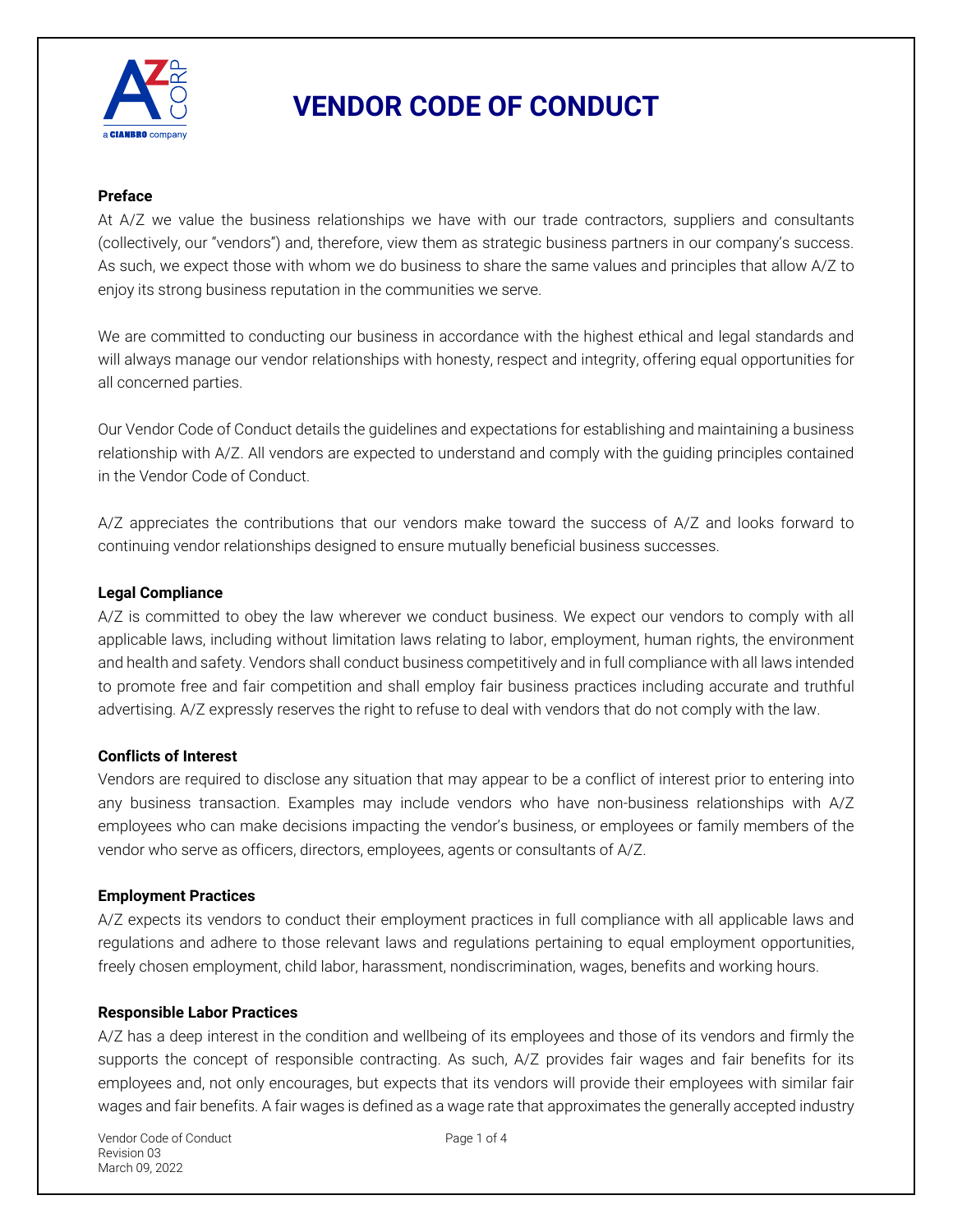# VENDOR CODE OF CONDUCT

**Preface**

At A/Z we value the business relationships we have with our trade contractors, suppliers and consultants (collectively, our "vendors") and, therefore, view them as strategic business partners in our company's success. As such, we expect those with whom we do business to share the same values and principles that allow A/Z to enjoy its strong business reputation in the communities we serve.

We are committed to conducting our business in accordance with the highest ethical and legal standards and will always manage our vendor relationships with honesty, respect and integrity, offering equal opportunities for all concerned parties.

Our Vendor Code of Conduct details the guidelines and expectations for establishing and maintaining a business relationship with A/Z. All vendors are expected to understand and comply with the guiding principles contained in the Vendor Code of Conduct.

A/Z appreciates the contributions that our vendors make toward the success of A/Z and looks forward to continuing vendor relationships designed to ensure mutually beneficial business successes.

**Legal Compliance**

A/Z is committed to obey the law wherever we conduct business. We expect our vendors to comply with all applicable laws, including without limitation laws relating to labor, employment, human rights, the environment and health and safety. Vendors shall conduct business competitively and in full compliance with all laws intended to promote free and fair competition and shall employ fair business practices including accurate and truthful advertising. A/Z expressly reserves the right to refuse to deal with vendors that do not comply with the law.

**Conflicts of Interest**

Vendors are required to disclose any situation that may appear to be a conflict of interest prior to entering into any business transaction. Examples may include vendors who have non-business relationships with A/Z employees who can make decisions impacting the vendor's business, or employees or family members of the vendor who serve as officers, directors, employees, agents or consultants of A/Z.

**Employment Practices**

A/Z expects its vendors to conduct their employment practices in full compliance with all applicable laws and regulations and adhere to those relevant laws and regulations pertaining to equal employment opportunities, freely chosen employment, child labor, harassment, nondiscrimination, wages, benefits and working hours.

**Responsible Labor Practices**

A/Z has a deep interest in the condition and wellbeing of its employees and those of its vendors and firmly the supports the concept of responsible contracting. As such, A/Z provides fair wages and fair benefits for its employees and, not only encourages, but expects that its vendors will provide their employees with similar fair wages and fair benefits. A fair wages is defined as a wage rate that approximates the generally accepted industry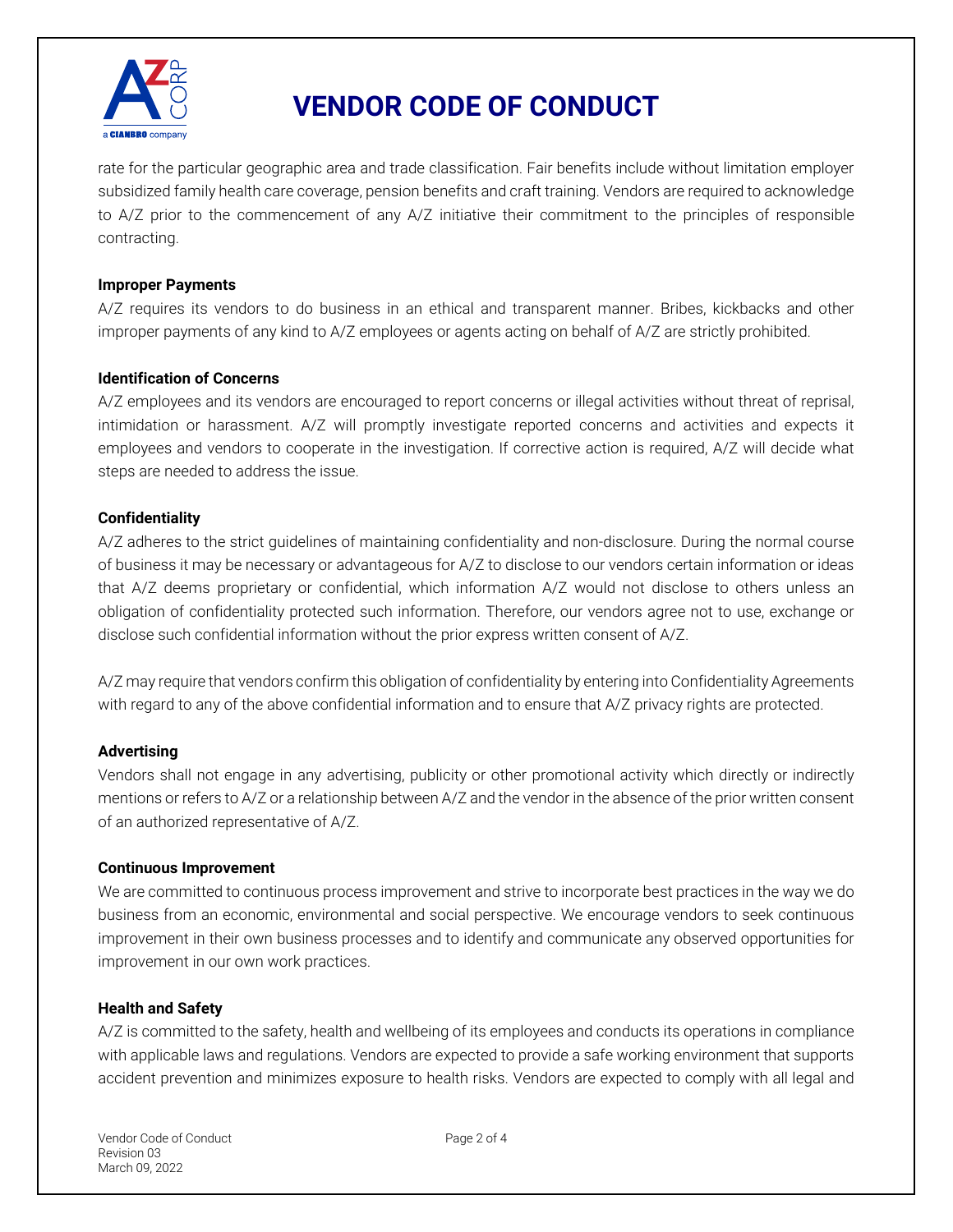rate for the particular geographic area and trade classification. Fair benefits include without limitation employer subsidized family health care coverage, pension benefits and craft training. Vendors are required to acknowledge to A/Z prior to the commencement of any A/Z initiative their commitment to the principles of responsible contracting.

**Improper Payments**

A/Z requires its vendors to do business in an ethical and transparent manner. Bribes, kickbacks and other improper payments of any kind to A/Z employees or agents acting on behalf of A/Z are strictly prohibited.

**Identification of Concerns**

A/Z employees and its vendors are encouraged to report concerns or illegal activities without threat of reprisal, intimidation or harassment. A/Z will promptly investigate reported concerns and activities and expects it employees and vendors to cooperate in the investigation. If corrective action is required, A/Z will decide what steps are needed to address the issue.

**Confidentiality**

A/Z adheres to the strict guidelines of maintaining confidentiality and non-disclosure. During the normal course of business it may be necessary or advantageous for A/Z to disclose to our vendors certain information or ideas that A/Z deems proprietary or confidential, which information A/Z would not disclose to others unless an obligation of confidentiality protected such information. Therefore, our vendors agree not to use, exchange or disclose such confidential information without the prior express written consent of A/Z.

A/Z may require that vendors confirm this obligation of confidentiality by entering into Confidentiality Agreements with regard to any of the above confidential information and to ensure that A/Z privacy rights are protected.

**Advertising**

Vendors shall not engage in any advertising, publicity or other promotional activity which directly or indirectly mentions or refers to A/Z or a relationship between A/Z and the vendor in the absence of the prior written consent of an authorized representative of A/Z.

**Continuous Improvement**

We are committed to continuous process improvement and strive to incorporate best practices in the way we do business from an economic, environmental and social perspective. We encourage vendors to seek continuous improvement in their own business processes and to identify and communicate any observed opportunities for improvement in our own work practices.

**Health and Safety**

A/Z is committed to the safety, health and wellbeing of its employees and conducts its operations in compliance with applicable laws and regulations. Vendors are expected to provide a safe working environment that supports accident prevention and minimizes exposure to health risks. Vendors are expected to comply with all legal and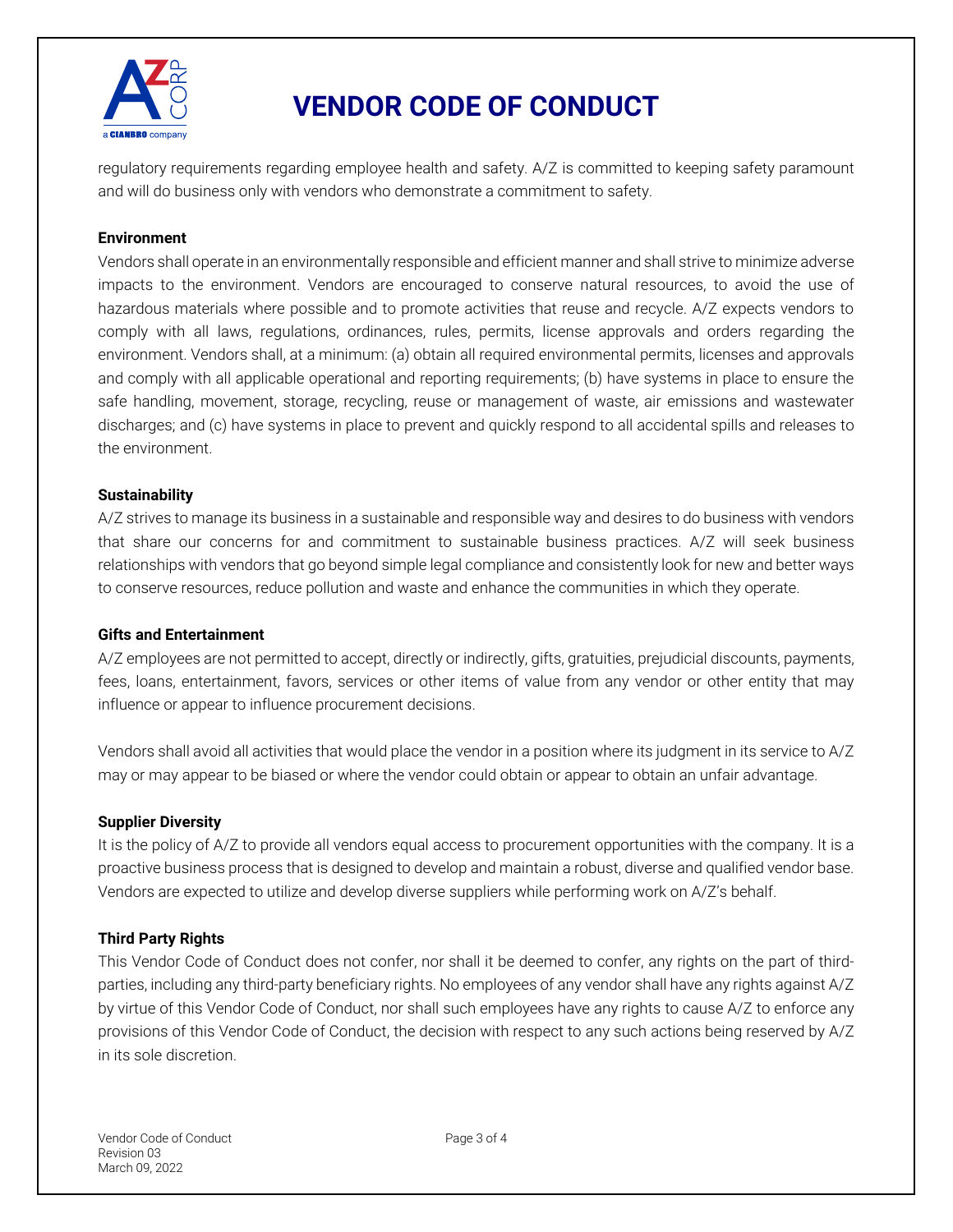regulatory requirements regarding employee health and safety. A/Z is committed to keeping safety paramount and will do business only with vendors who demonstrate a commitment to safety.

**Environment**

Vendors shall operate in an environmentally responsible and efficient manner and shall strive to minimize adverse impacts to the environment. Vendors are encouraged to conserve natural resources, to avoid the use of hazardous materials where possible and to promote activities that reuse and recycle. A/Z expects vendors to comply with all laws, regulations, ordinances, rules, permits, license approvals and orders regarding the environment. Vendors shall, at a minimum: (a) obtain all required environmental permits, licenses and approvals and comply with all applicable operational and reporting requirements; (b) have systems in place to ensure the safe handling, movement, storage, recycling, reuse or management of waste, air emissions and wastewater discharges; and (c) have systems in place to prevent and quickly respond to all accidental spills and releases to the environment.

**Sustainability**

A/Z strives to manage its business in a sustainable and responsible way and desires to do business with vendors that share our concerns for and commitment to sustainable business practices. A/Z will seek business relationships with vendors that go beyond simple legal compliance and consistently look for new and better ways to conserve resources, reduce pollution and waste and enhance the communities in which they operate.

**Gifts and Entertainment**

A/Z employees are not permitted to accept, directly or indirectly, gifts, gratuities, prejudicial discounts, payments, fees, loans, entertainment, favors, services or other items of value from any vendor or other entity that may influence or appear to influence procurement decisions.

Vendors shall avoid all activities that would place the vendor in a position where its judgment in its service to A/Z may or may appear to be biased or where the vendor could obtain or appear to obtain an unfair advantage.

**Supplier Diversity**

It is the policy of A/Z to provide all vendors equal access to procurement opportunities with the company. It is a proactive business process that is designed to develop and maintain a robust, diverse and qualified vendor base. Vendors are expected to utilize and develop diverse suppliers while performing work on A/Z's behalf.

**Third Party Rights**

This Vendor Code of Conduct does not confer, nor shall it be deemed to confer, any rights on the part of third-parties, including any third-party beneficiary rights. No employees of any vendor shall have any rights against A/Z by virtue of this Vendor Code of Conduct, nor shall such employees have any rights to cause A/Z to enforce any provisions of this Vendor Code of Conduct, the decision with respect to any such actions being reserved by A/Z in its sole discretion.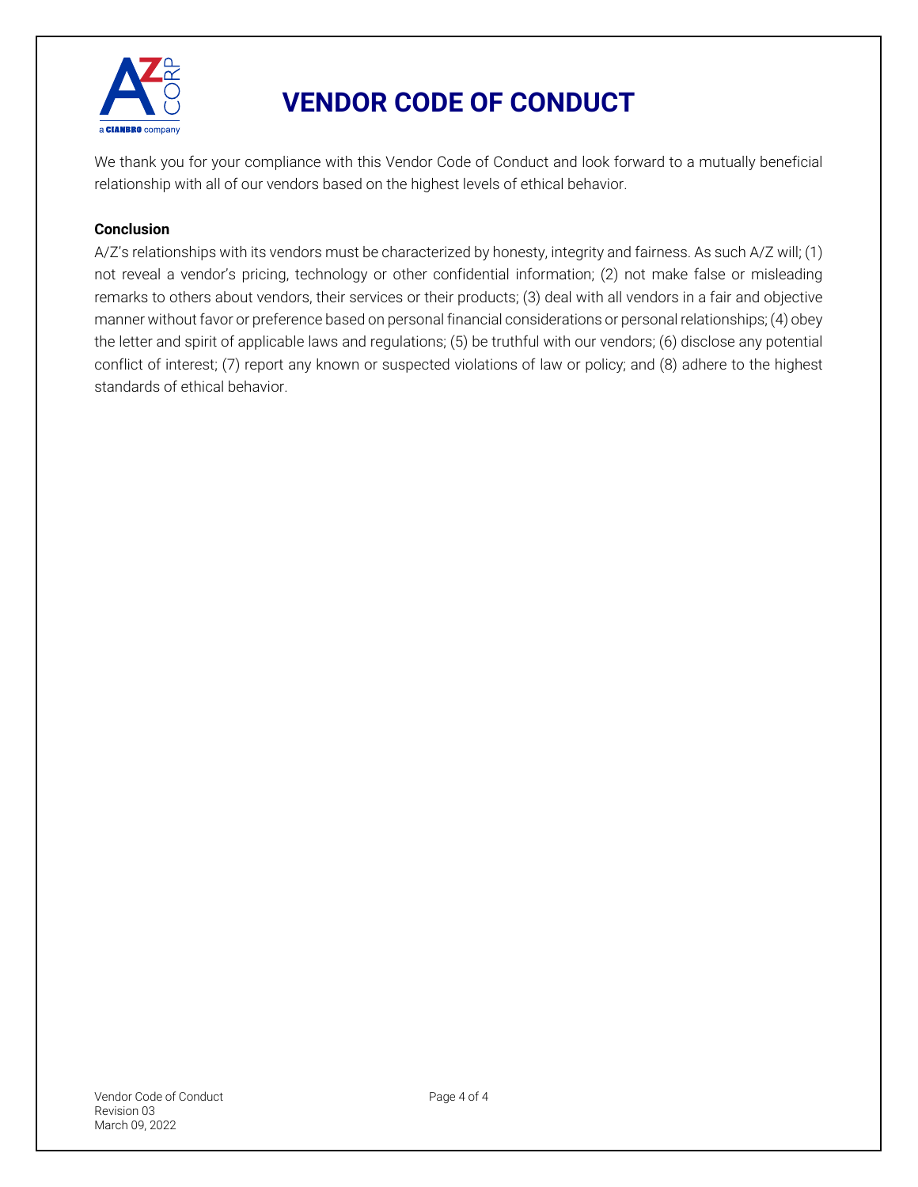# VENDOR CODE OF CONDUCT

We thank you for your compliance with this Vendor Code of Conduct and look forward to a mutually beneficial relationship with all of our vendors based on the highest levels of ethical behavior.

**Conclusion**

A/Z's relationships with its vendors must be characterized by honesty, integrity and fairness. As such A/Z will; (1) not reveal a vendor's pricing, technology or other confidential information; (2) not make false or misleading remarks to others about vendors, their services or their products; (3) deal with all vendors in a fair and objective manner without favor or preference based on personal financial considerations or personal relationships; (4) obey the letter and spirit of applicable laws and regulations; (5) be truthful with our vendors; (6) disclose any potential conflict of interest; (7) report any known or suspected violations of law or policy; and (8) adhere to the highest standards of ethical behavior.